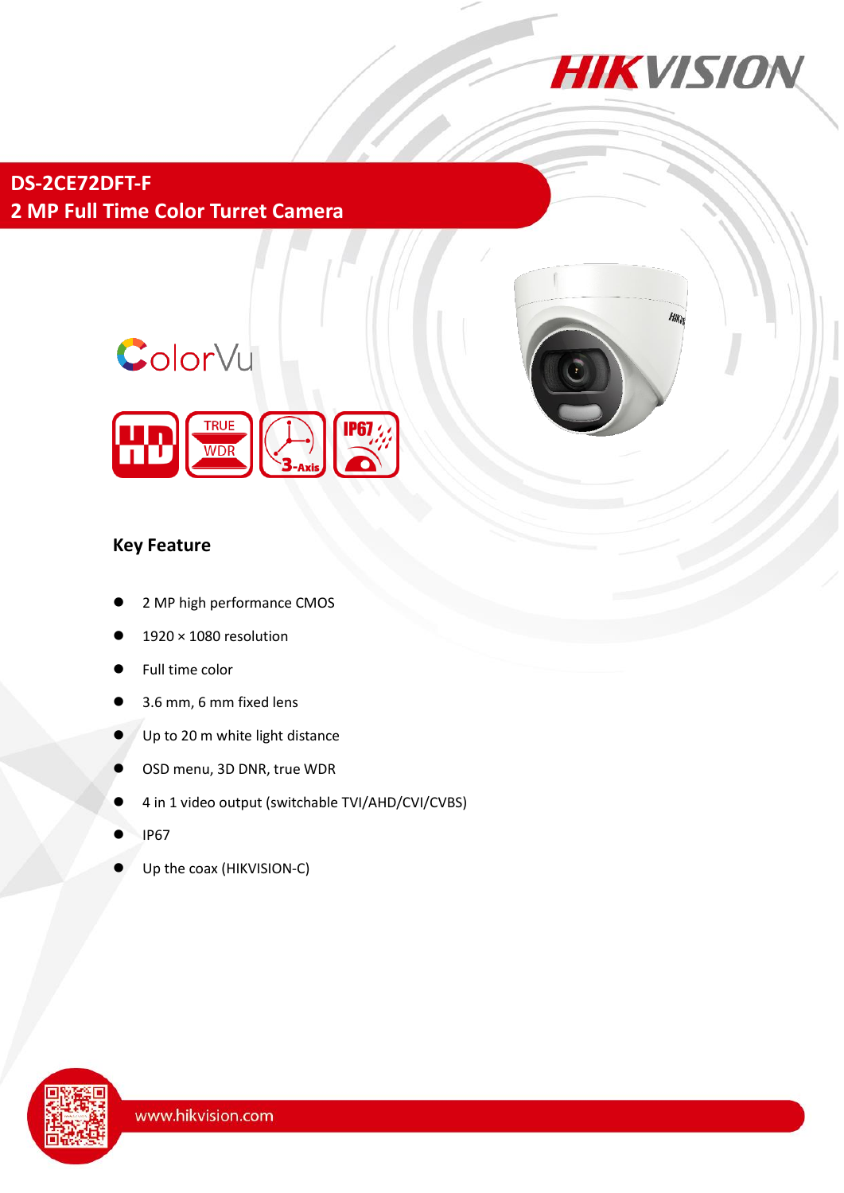# DS-2CE72DFT-F

## 2 MP Full Time Color Turret Camera

ColorVu

### Key Feature

- 2 MP high performance CMOS
- 1920 × 1080 resolution
- Full time color
- 3.6 mm, 6 mm fixed lens
- Up to 20 m white light distance
- OSD menu, 3D DNR, true WDR
- 4 in 1 video output (switchable TVI/AHD/CVI/CVBS)
- IP67
- Up the coax (HIKVISION-C)

www.hikvision.com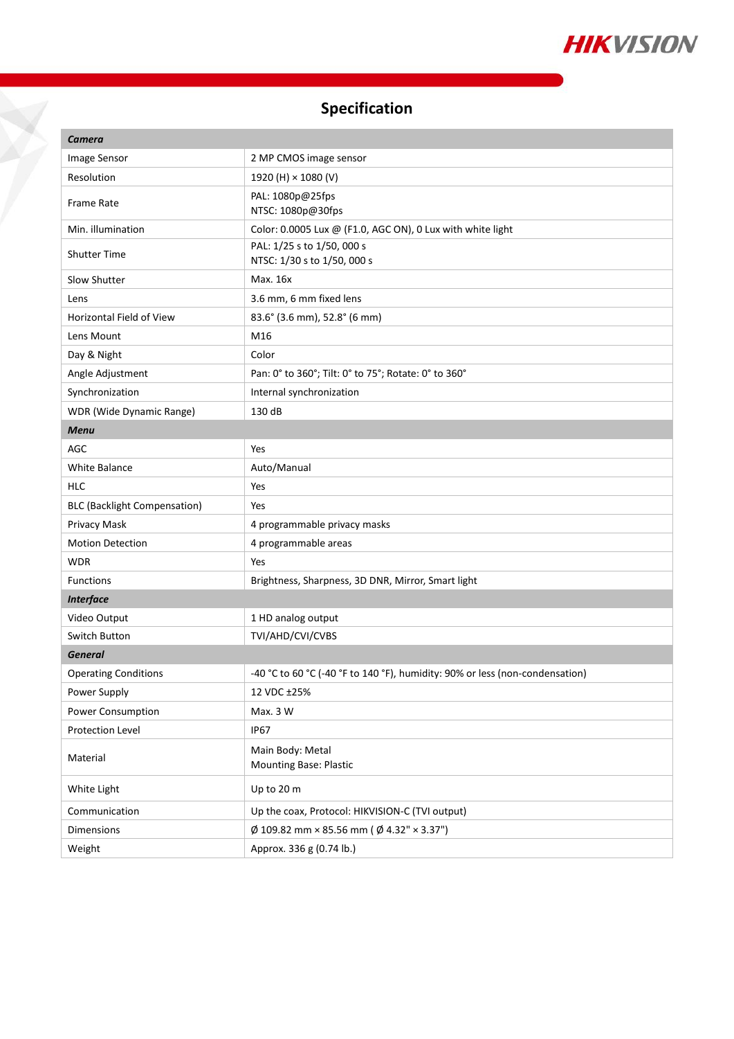# Specification

| ***Camera*** | |
|---|---|
| Image Sensor | 2 MP CMOS image sensor |
| Resolution | 1920 (H) × 1080 (V) |
| Frame Rate | PAL: 1080p@25fps<br>NTSC: 1080p@30fps |
| Min. illumination | Color: 0.0005 Lux @ (F1.0, AGC ON), 0 Lux with white light |
| Shutter Time | PAL: 1/25 s to 1/50, 000 s<br>NTSC: 1/30 s to 1/50, 000 s |
| Slow Shutter | Max. 16x |
| Lens | 3.6 mm, 6 mm fixed lens |
| Horizontal Field of View | 83.6° (3.6 mm), 52.8° (6 mm) |
| Lens Mount | M16 |
| Day & Night | Color |
| Angle Adjustment | Pan: 0° to 360°; Tilt: 0° to 75°; Rotate: 0° to 360° |
| Synchronization | Internal synchronization |
| WDR (Wide Dynamic Range) | 130 dB |
| ***Menu*** | |
| AGC | Yes |
| White Balance | Auto/Manual |
| HLC | Yes |
| BLC (Backlight Compensation) | Yes |
| Privacy Mask | 4 programmable privacy masks |
| Motion Detection | 4 programmable areas |
| WDR | Yes |
| Functions | Brightness, Sharpness, 3D DNR, Mirror, Smart light |
| ***Interface*** | |
| Video Output | 1 HD analog output |
| Switch Button | TVI/AHD/CVI/CVBS |
| ***General*** | |
| Operating Conditions | -40 °C to 60 °C (-40 °F to 140 °F), humidity: 90% or less (non-condensation) |
| Power Supply | 12 VDC ±25% |
| Power Consumption | Max. 3 W |
| Protection Level | IP67 |
| Material | Main Body: Metal<br>Mounting Base: Plastic |
| White Light | Up to 20 m |
| Communication | Up the coax, Protocol: HIKVISION-C (TVI output) |
| Dimensions | Ø 109.82 mm × 85.56 mm ( Ø 4.32" × 3.37") |
| Weight | Approx. 336 g (0.74 lb.) |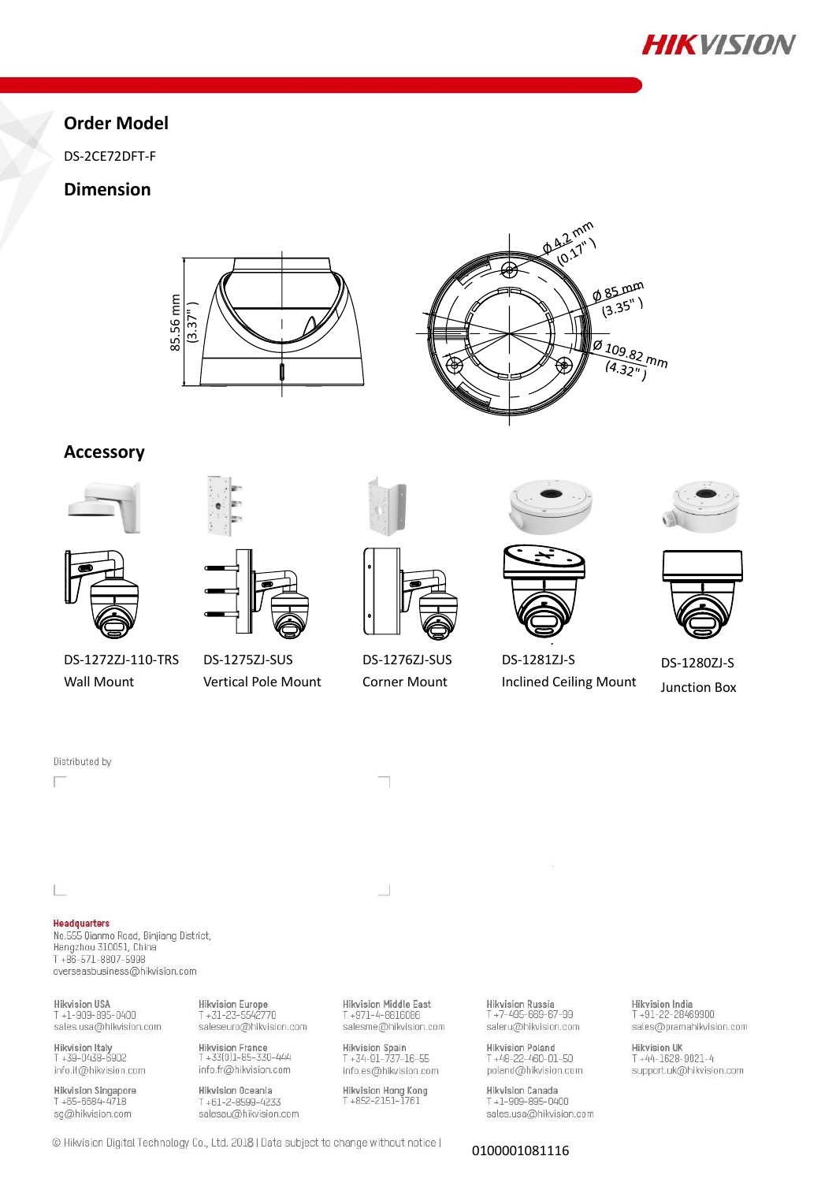## Order Model

DS-2CE72DFT-F

## Dimension

85.56 mm
(3.37")

Ø 4.2 mm
(0.17")

Ø 85 mm
(3.35")

Ø 109.82 mm
(4.32")

## Accessory

| | | | | |
|---|---|---|---|---|
| DS-1272ZJ-110-TRS | DS-1275ZJ-SUS | DS-1276ZJ-SUS | DS-1281ZJ-S | DS-1280ZJ-S |
| Wall Mount | Vertical Pole Mount | Corner Mount | Inclined Ceiling Mount | Junction Box |

Distributed by

**Headquarters**
No.555 Qianmo Road, Binjiang District,
Hangzhou 310051, China
T +86-571-8807-5998
overseasbusiness@hikvision.com

**Hikvision USA**
T +1-909-895-0400
sales.usa@hikvision.com

**Hikvision Europe**
T +31-23-5542770
saleseuro@hikvision.com

**Hikvision Middle East**
T +971-4-8816086
salesme@hikvision.com

**Hikvision Russia**
T +7-495-669-67-99
saleru@hikvision.com

**Hikvision India**
T +91-22-28469900
sales@pramahikvision.com

**Hikvision Italy**
T +39-0438-6902
info.it@hikvision.com

**Hikvision France**
T +33(0)1-85-330-444
info.fr@hikvision.com

**Hikvision Spain**
T +34-91-737-16-55
info.es@hikvision.com

**Hikvision Poland**
T +48-22-460-01-50
poland@hikvision.com

**Hikvision UK**
T +44-1628-9021-4
support.uk@hikvision.com

**Hikvision Singapore**
T +65-6684-4718
sg@hikvision.com

**Hikvision Oceania**
T +61-2-8599-4233
salesau@hikvision.com

**Hikvision Hong Kong**
T +852-2151-1761

**Hikvision Canada**
T +1-909-895-0400
sales.usa@hikvision.com

© Hikvision Digital Technology Co., Ltd. 2018 | Data subject to change without notice |

0100001081116